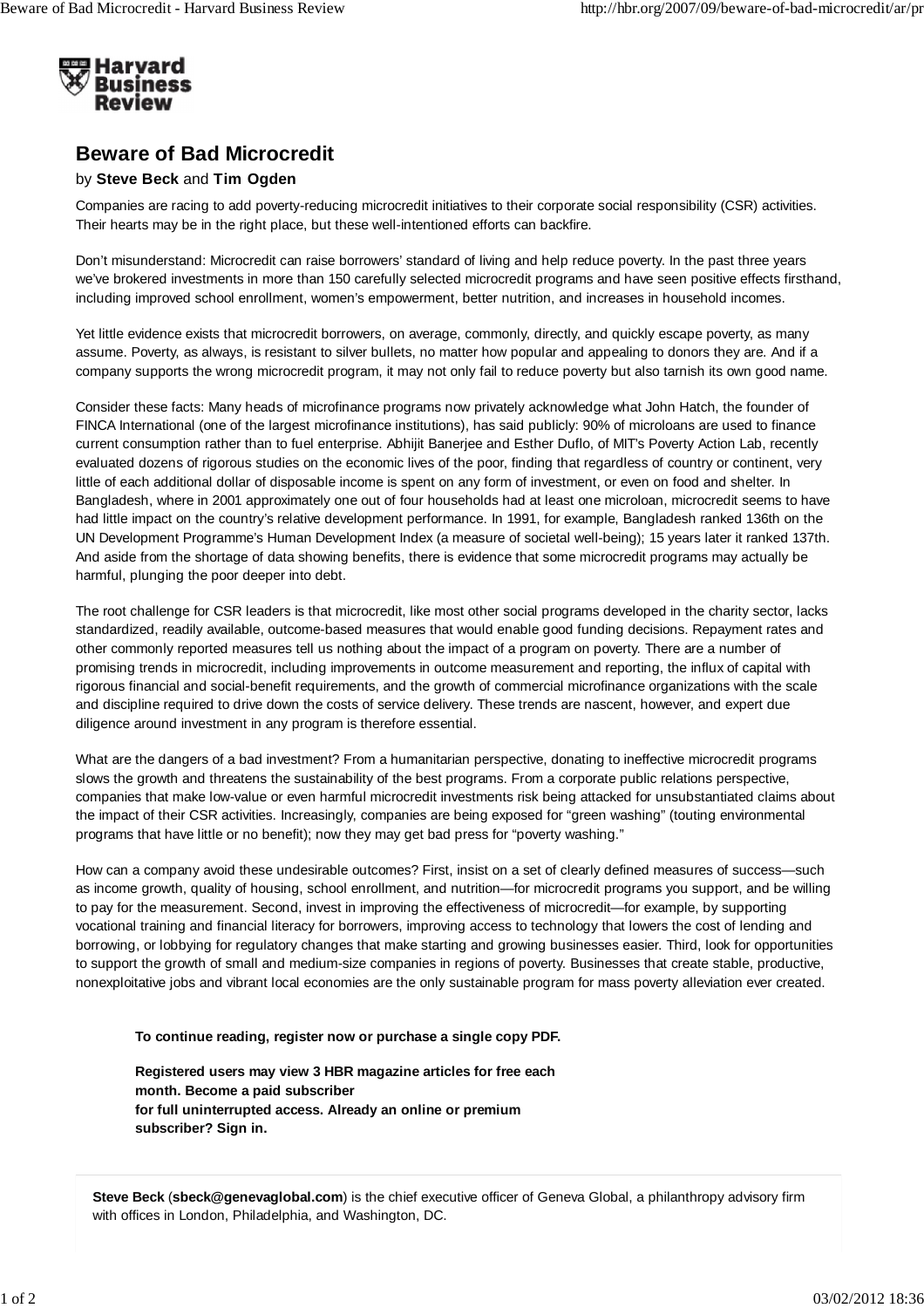Harvard Business Review

# Beware of Bad Microcredit

by **Steve Beck** and **Tim Ogden**

Companies are racing to add poverty-reducing microcredit initiatives to their corporate social responsibility (CSR) activities. Their hearts may be in the right place, but these well-intentioned efforts can backfire.

Don't misunderstand: Microcredit can raise borrowers' standard of living and help reduce poverty. In the past three years we've brokered investments in more than 150 carefully selected microcredit programs and have seen positive effects firsthand, including improved school enrollment, women's empowerment, better nutrition, and increases in household incomes.

Yet little evidence exists that microcredit borrowers, on average, commonly, directly, and quickly escape poverty, as many assume. Poverty, as always, is resistant to silver bullets, no matter how popular and appealing to donors they are. And if a company supports the wrong microcredit program, it may not only fail to reduce poverty but also tarnish its own good name.

Consider these facts: Many heads of microfinance programs now privately acknowledge what John Hatch, the founder of FINCA International (one of the largest microfinance institutions), has said publicly: 90% of microloans are used to finance current consumption rather than to fuel enterprise. Abhijit Banerjee and Esther Duflo, of MIT's Poverty Action Lab, recently evaluated dozens of rigorous studies on the economic lives of the poor, finding that regardless of country or continent, very little of each additional dollar of disposable income is spent on any form of investment, or even on food and shelter. In Bangladesh, where in 2001 approximately one out of four households had at least one microloan, microcredit seems to have had little impact on the country's relative development performance. In 1991, for example, Bangladesh ranked 136th on the UN Development Programme's Human Development Index (a measure of societal well-being); 15 years later it ranked 137th. And aside from the shortage of data showing benefits, there is evidence that some microcredit programs may actually be harmful, plunging the poor deeper into debt.

The root challenge for CSR leaders is that microcredit, like most other social programs developed in the charity sector, lacks standardized, readily available, outcome-based measures that would enable good funding decisions. Repayment rates and other commonly reported measures tell us nothing about the impact of a program on poverty. There are a number of promising trends in microcredit, including improvements in outcome measurement and reporting, the influx of capital with rigorous financial and social-benefit requirements, and the growth of commercial microfinance organizations with the scale and discipline required to drive down the costs of service delivery. These trends are nascent, however, and expert due diligence around investment in any program is therefore essential.

What are the dangers of a bad investment? From a humanitarian perspective, donating to ineffective microcredit programs slows the growth and threatens the sustainability of the best programs. From a corporate public relations perspective, companies that make low-value or even harmful microcredit investments risk being attacked for unsubstantiated claims about the impact of their CSR activities. Increasingly, companies are being exposed for "green washing" (touting environmental programs that have little or no benefit); now they may get bad press for "poverty washing."

How can a company avoid these undesirable outcomes? First, insist on a set of clearly defined measures of success—such as income growth, quality of housing, school enrollment, and nutrition—for microcredit programs you support, and be willing to pay for the measurement. Second, invest in improving the effectiveness of microcredit—for example, by supporting vocational training and financial literacy for borrowers, improving access to technology that lowers the cost of lending and borrowing, or lobbying for regulatory changes that make starting and growing businesses easier. Third, look for opportunities to support the growth of small and medium-size companies in regions of poverty. Businesses that create stable, productive, nonexploitative jobs and vibrant local economies are the only sustainable program for mass poverty alleviation ever created.

**To continue reading, register now or purchase a single copy PDF.**

**Registered users may view 3 HBR magazine articles for free each month. Become a paid subscriber for full uninterrupted access. Already an online or premium subscriber? Sign in.**

**Steve Beck** (**sbeck@genevaglobal.com**) is the chief executive officer of Geneva Global, a philanthropy advisory firm with offices in London, Philadelphia, and Washington, DC.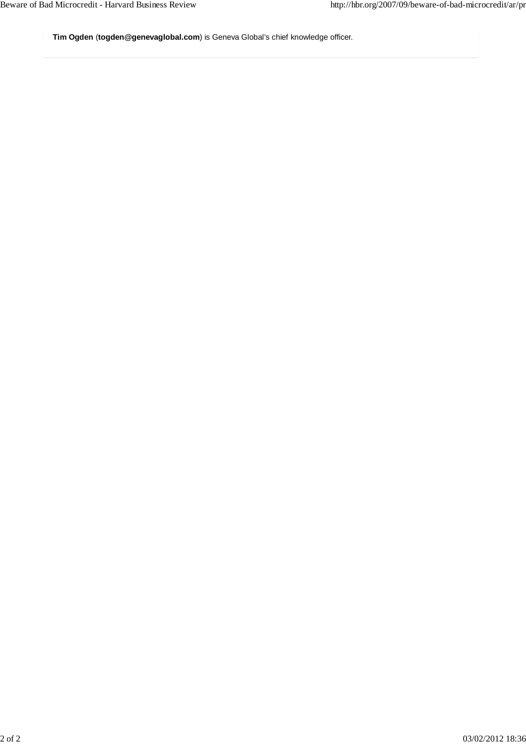**Tim Ogden** (**togden@genevaglobal.com**) is Geneva Global's chief knowledge officer.